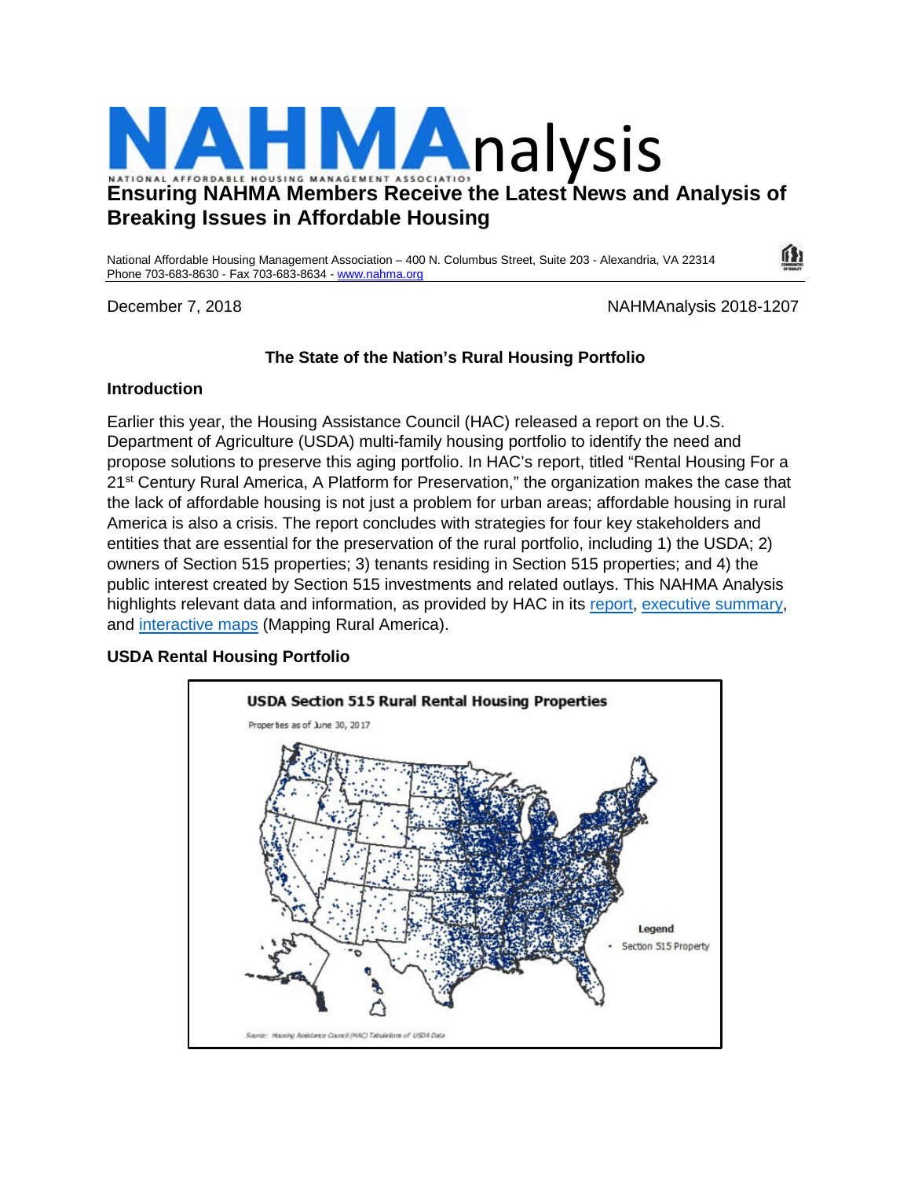# NAHMAnalysis

NATIONAL AFFORDABLE HOUSING MANAGEMENT ASSOCIATION

**Ensuring NAHMA Members Receive the Latest News and Analysis of Breaking Issues in Affordable Housing**

National Affordable Housing Management Association – 400 N. Columbus Street, Suite 203 - Alexandria, VA 22314
Phone 703-683-8630 - Fax 703-683-8634 - www.nahma.org

December 7, 2018 NAHMAnalysis 2018-1207

## The State of the Nation's Rural Housing Portfolio

### Introduction

Earlier this year, the Housing Assistance Council (HAC) released a report on the U.S. Department of Agriculture (USDA) multi-family housing portfolio to identify the need and propose solutions to preserve this aging portfolio. In HAC's report, titled "Rental Housing For a 21st Century Rural America, A Platform for Preservation," the organization makes the case that the lack of affordable housing is not just a problem for urban areas; affordable housing in rural America is also a crisis. The report concludes with strategies for four key stakeholders and entities that are essential for the preservation of the rural portfolio, including 1) the USDA; 2) owners of Section 515 properties; 3) tenants residing in Section 515 properties; and 4) the public interest created by Section 515 investments and related outlays. This NAHMA Analysis highlights relevant data and information, as provided by HAC in its report, executive summary, and interactive maps (Mapping Rural America).

### USDA Rental Housing Portfolio

**USDA Section 515 Rural Rental Housing Properties**

Properties as of June 30, 2017

Legend
• Section 515 Property

Source: Housing Assistance Council (HAC) Tabulations of USDA Data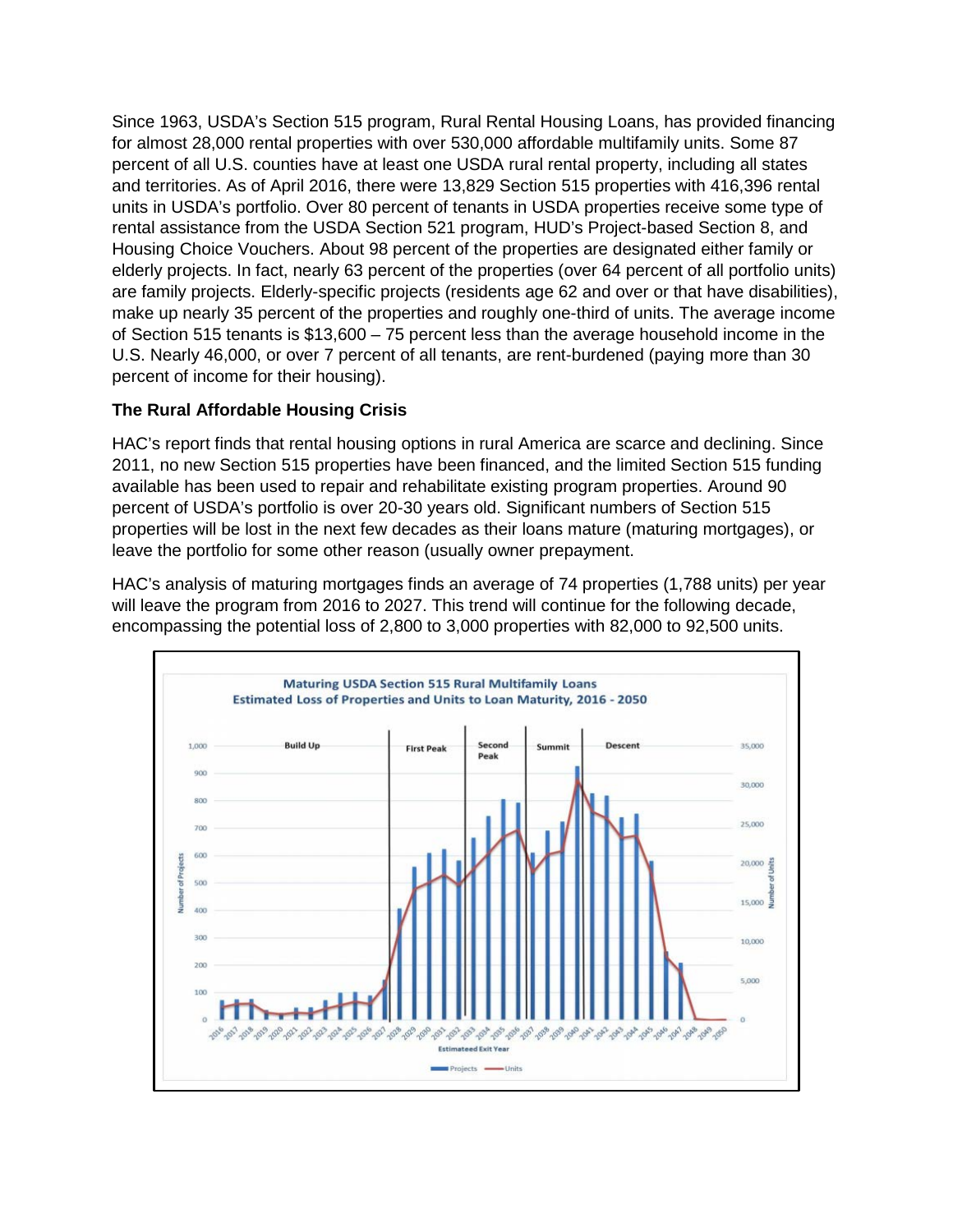Since 1963, USDA's Section 515 program, Rural Rental Housing Loans, has provided financing for almost 28,000 rental properties with over 530,000 affordable multifamily units. Some 87 percent of all U.S. counties have at least one USDA rural rental property, including all states and territories. As of April 2016, there were 13,829 Section 515 properties with 416,396 rental units in USDA's portfolio. Over 80 percent of tenants in USDA properties receive some type of rental assistance from the USDA Section 521 program, HUD's Project-based Section 8, and Housing Choice Vouchers. About 98 percent of the properties are designated either family or elderly projects. In fact, nearly 63 percent of the properties (over 64 percent of all portfolio units) are family projects. Elderly-specific projects (residents age 62 and over or that have disabilities), make up nearly 35 percent of the properties and roughly one-third of units. The average income of Section 515 tenants is $13,600 – 75 percent less than the average household income in the U.S. Nearly 46,000, or over 7 percent of all tenants, are rent-burdened (paying more than 30 percent of income for their housing).

**The Rural Affordable Housing Crisis**

HAC's report finds that rental housing options in rural America are scarce and declining. Since 2011, no new Section 515 properties have been financed, and the limited Section 515 funding available has been used to repair and rehabilitate existing program properties. Around 90 percent of USDA's portfolio is over 20-30 years old. Significant numbers of Section 515 properties will be lost in the next few decades as their loans mature (maturing mortgages), or leave the portfolio for some other reason (usually owner prepayment.

HAC's analysis of maturing mortgages finds an average of 74 properties (1,788 units) per year will leave the program from 2016 to 2027. This trend will continue for the following decade, encompassing the potential loss of 2,800 to 3,000 properties with 82,000 to 92,500 units.

**Maturing USDA Section 515 Rural Multifamily Loans**
**Estimated Loss of Properties and Units to Loan Maturity, 2016 - 2050**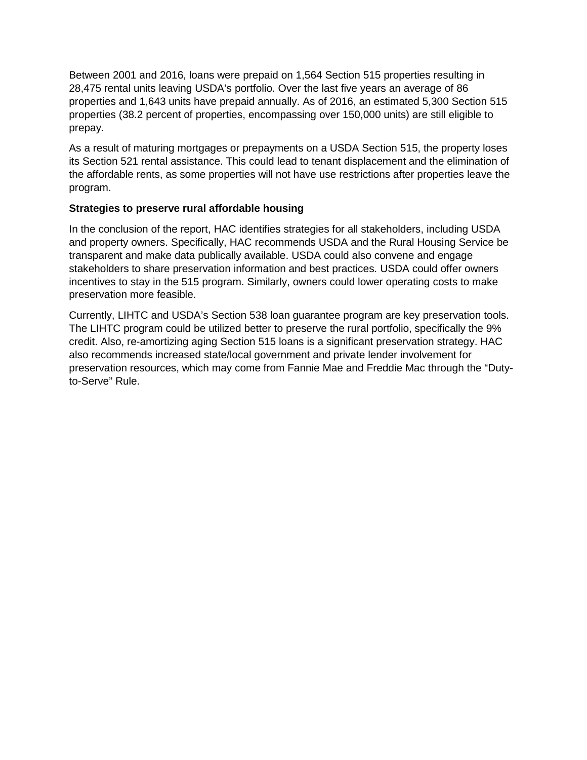Between 2001 and 2016, loans were prepaid on 1,564 Section 515 properties resulting in 28,475 rental units leaving USDA's portfolio. Over the last five years an average of 86 properties and 1,643 units have prepaid annually. As of 2016, an estimated 5,300 Section 515 properties (38.2 percent of properties, encompassing over 150,000 units) are still eligible to prepay.

As a result of maturing mortgages or prepayments on a USDA Section 515, the property loses its Section 521 rental assistance. This could lead to tenant displacement and the elimination of the affordable rents, as some properties will not have use restrictions after properties leave the program.

**Strategies to preserve rural affordable housing**

In the conclusion of the report, HAC identifies strategies for all stakeholders, including USDA and property owners. Specifically, HAC recommends USDA and the Rural Housing Service be transparent and make data publically available. USDA could also convene and engage stakeholders to share preservation information and best practices. USDA could offer owners incentives to stay in the 515 program. Similarly, owners could lower operating costs to make preservation more feasible.

Currently, LIHTC and USDA's Section 538 loan guarantee program are key preservation tools. The LIHTC program could be utilized better to preserve the rural portfolio, specifically the 9% credit. Also, re-amortizing aging Section 515 loans is a significant preservation strategy. HAC also recommends increased state/local government and private lender involvement for preservation resources, which may come from Fannie Mae and Freddie Mac through the "Duty-to-Serve" Rule.